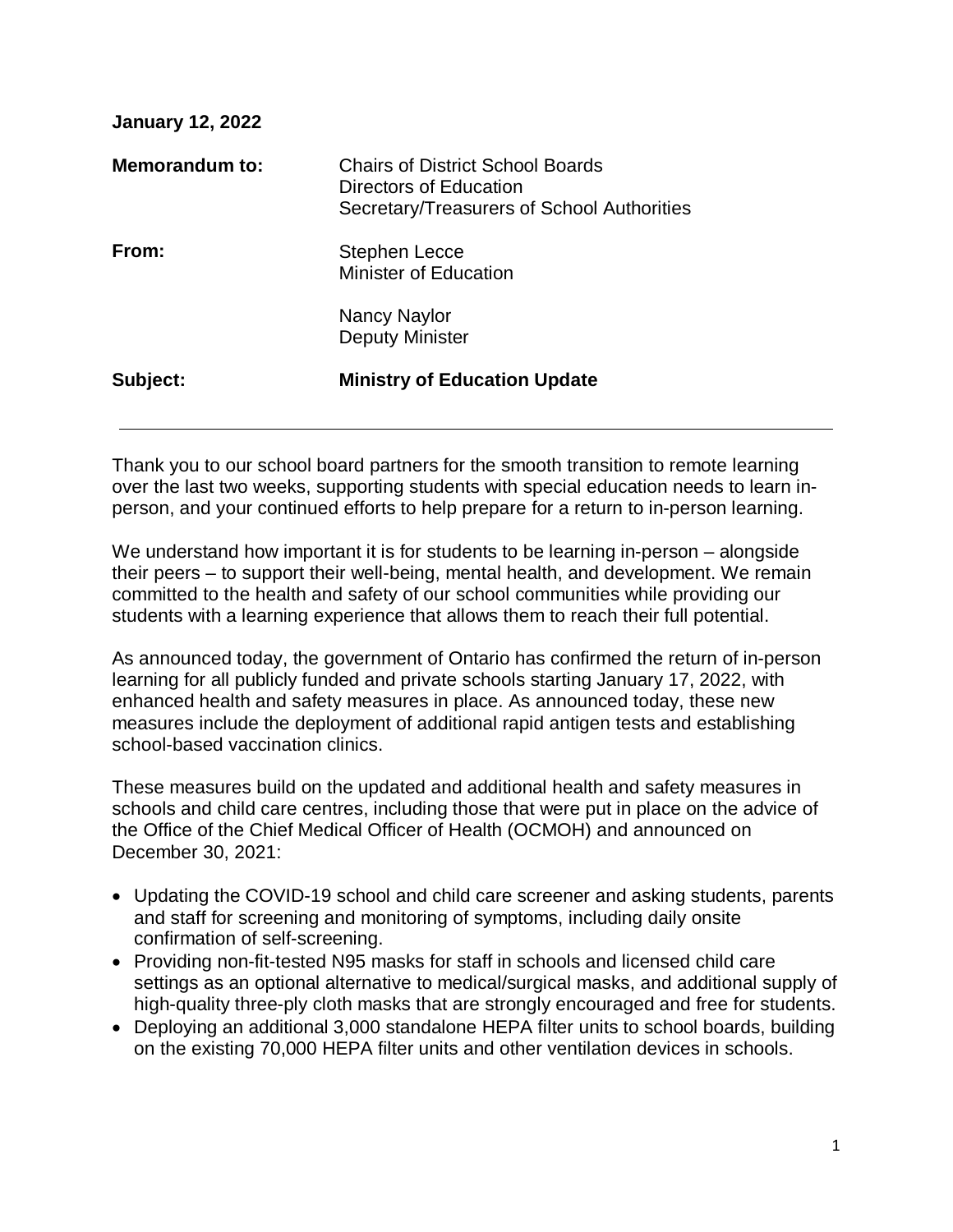**January 12, 2022**

**Memorandum to:** Chairs of District School Boards
Directors of Education
Secretary/Treasurers of School Authorities

**From:** Stephen Lecce
Minister of Education

Nancy Naylor
Deputy Minister

**Subject:** **Ministry of Education Update**

---

Thank you to our school board partners for the smooth transition to remote learning over the last two weeks, supporting students with special education needs to learn in-person, and your continued efforts to help prepare for a return to in-person learning.

We understand how important it is for students to be learning in-person – alongside their peers – to support their well-being, mental health, and development. We remain committed to the health and safety of our school communities while providing our students with a learning experience that allows them to reach their full potential.

As announced today, the government of Ontario has confirmed the return of in-person learning for all publicly funded and private schools starting January 17, 2022, with enhanced health and safety measures in place. As announced today, these new measures include the deployment of additional rapid antigen tests and establishing school-based vaccination clinics.

These measures build on the updated and additional health and safety measures in schools and child care centres, including those that were put in place on the advice of the Office of the Chief Medical Officer of Health (OCMOH) and announced on December 30, 2021:

- Updating the COVID-19 school and child care screener and asking students, parents and staff for screening and monitoring of symptoms, including daily onsite confirmation of self-screening.
- Providing non-fit-tested N95 masks for staff in schools and licensed child care settings as an optional alternative to medical/surgical masks, and additional supply of high-quality three-ply cloth masks that are strongly encouraged and free for students.
- Deploying an additional 3,000 standalone HEPA filter units to school boards, building on the existing 70,000 HEPA filter units and other ventilation devices in schools.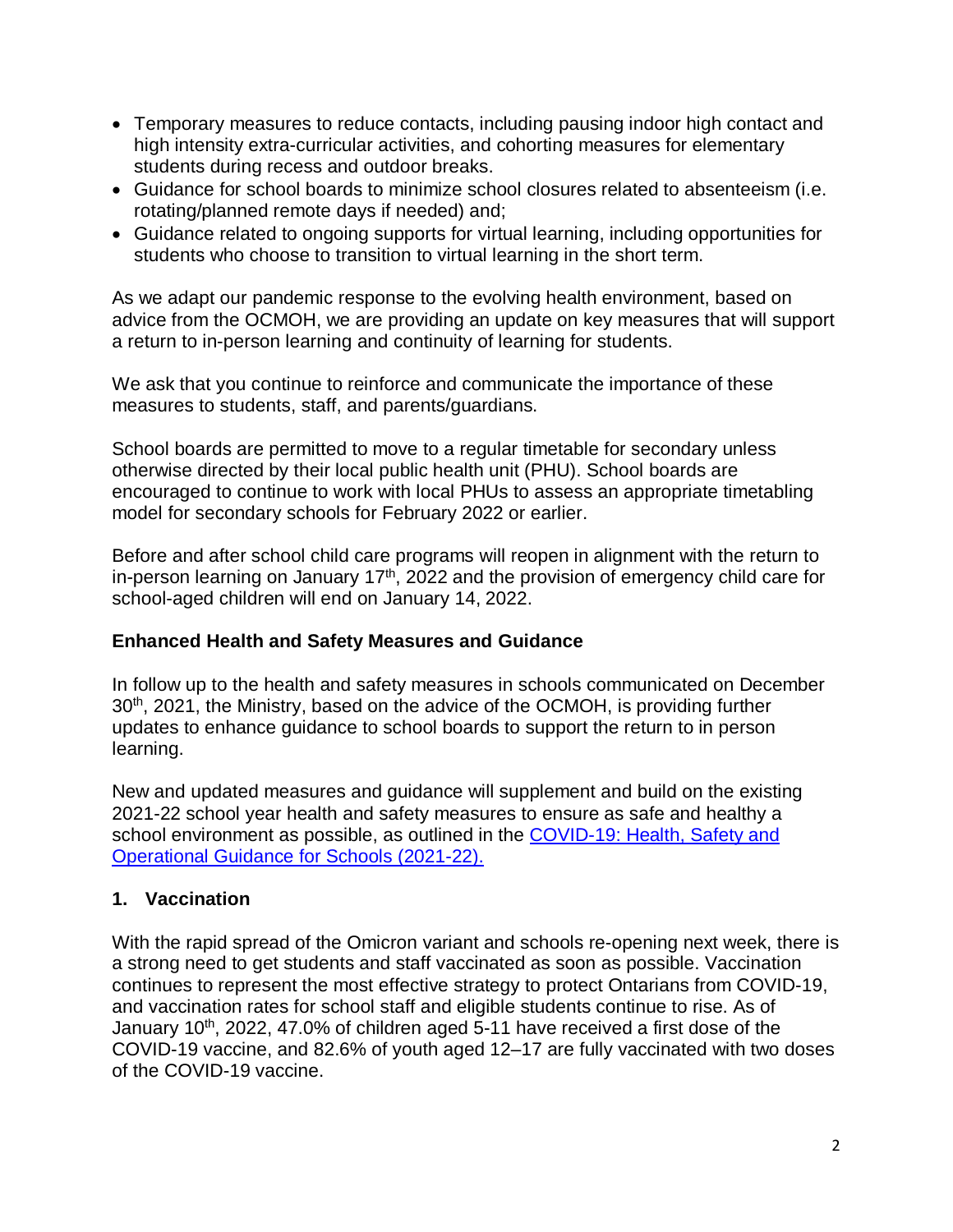- Temporary measures to reduce contacts, including pausing indoor high contact and high intensity extra-curricular activities, and cohorting measures for elementary students during recess and outdoor breaks.
- Guidance for school boards to minimize school closures related to absenteeism (i.e. rotating/planned remote days if needed) and;
- Guidance related to ongoing supports for virtual learning, including opportunities for students who choose to transition to virtual learning in the short term.

As we adapt our pandemic response to the evolving health environment, based on advice from the OCMOH, we are providing an update on key measures that will support a return to in-person learning and continuity of learning for students.

We ask that you continue to reinforce and communicate the importance of these measures to students, staff, and parents/guardians.

School boards are permitted to move to a regular timetable for secondary unless otherwise directed by their local public health unit (PHU). School boards are encouraged to continue to work with local PHUs to assess an appropriate timetabling model for secondary schools for February 2022 or earlier.

Before and after school child care programs will reopen in alignment with the return to in-person learning on January 17th, 2022 and the provision of emergency child care for school-aged children will end on January 14, 2022.

**Enhanced Health and Safety Measures and Guidance**

In follow up to the health and safety measures in schools communicated on December 30th, 2021, the Ministry, based on the advice of the OCMOH, is providing further updates to enhance guidance to school boards to support the return to in person learning.

New and updated measures and guidance will supplement and build on the existing 2021-22 school year health and safety measures to ensure as safe and healthy a school environment as possible, as outlined in the [COVID-19: Health, Safety and Operational Guidance for Schools (2021-22).]

**1. Vaccination**

With the rapid spread of the Omicron variant and schools re-opening next week, there is a strong need to get students and staff vaccinated as soon as possible. Vaccination continues to represent the most effective strategy to protect Ontarians from COVID-19, and vaccination rates for school staff and eligible students continue to rise. As of January 10th, 2022, 47.0% of children aged 5-11 have received a first dose of the COVID-19 vaccine, and 82.6% of youth aged 12–17 are fully vaccinated with two doses of the COVID-19 vaccine.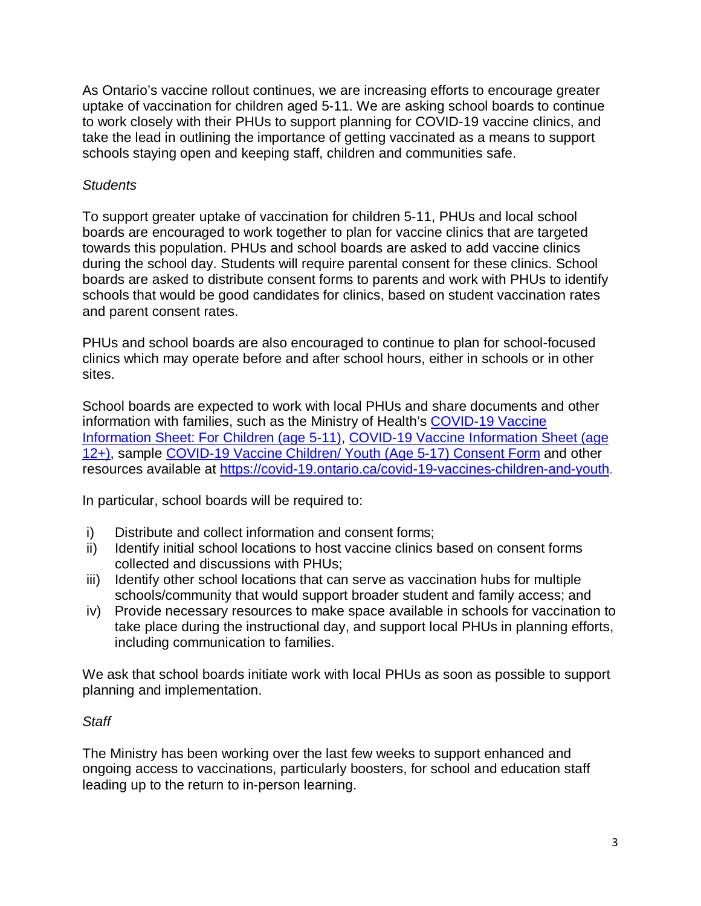As Ontario's vaccine rollout continues, we are increasing efforts to encourage greater uptake of vaccination for children aged 5-11. We are asking school boards to continue to work closely with their PHUs to support planning for COVID-19 vaccine clinics, and take the lead in outlining the importance of getting vaccinated as a means to support schools staying open and keeping staff, children and communities safe.

*Students*

To support greater uptake of vaccination for children 5-11, PHUs and local school boards are encouraged to work together to plan for vaccine clinics that are targeted towards this population. PHUs and school boards are asked to add vaccine clinics during the school day. Students will require parental consent for these clinics. School boards are asked to distribute consent forms to parents and work with PHUs to identify schools that would be good candidates for clinics, based on student vaccination rates and parent consent rates.

PHUs and school boards are also encouraged to continue to plan for school-focused clinics which may operate before and after school hours, either in schools or in other sites.

School boards are expected to work with local PHUs and share documents and other information with families, such as the Ministry of Health's [COVID-19 Vaccine Information Sheet: For Children (age 5-11)](), [COVID-19 Vaccine Information Sheet (age 12+)](), sample [COVID-19 Vaccine Children/ Youth (Age 5-17) Consent Form]() and other resources available at [https://covid-19.ontario.ca/covid-19-vaccines-children-and-youth](https://covid-19.ontario.ca/covid-19-vaccines-children-and-youth).

In particular, school boards will be required to:

i) Distribute and collect information and consent forms;
ii) Identify initial school locations to host vaccine clinics based on consent forms collected and discussions with PHUs;
iii) Identify other school locations that can serve as vaccination hubs for multiple schools/community that would support broader student and family access; and
iv) Provide necessary resources to make space available in schools for vaccination to take place during the instructional day, and support local PHUs in planning efforts, including communication to families.

We ask that school boards initiate work with local PHUs as soon as possible to support planning and implementation.

*Staff*

The Ministry has been working over the last few weeks to support enhanced and ongoing access to vaccinations, particularly boosters, for school and education staff leading up to the return to in-person learning.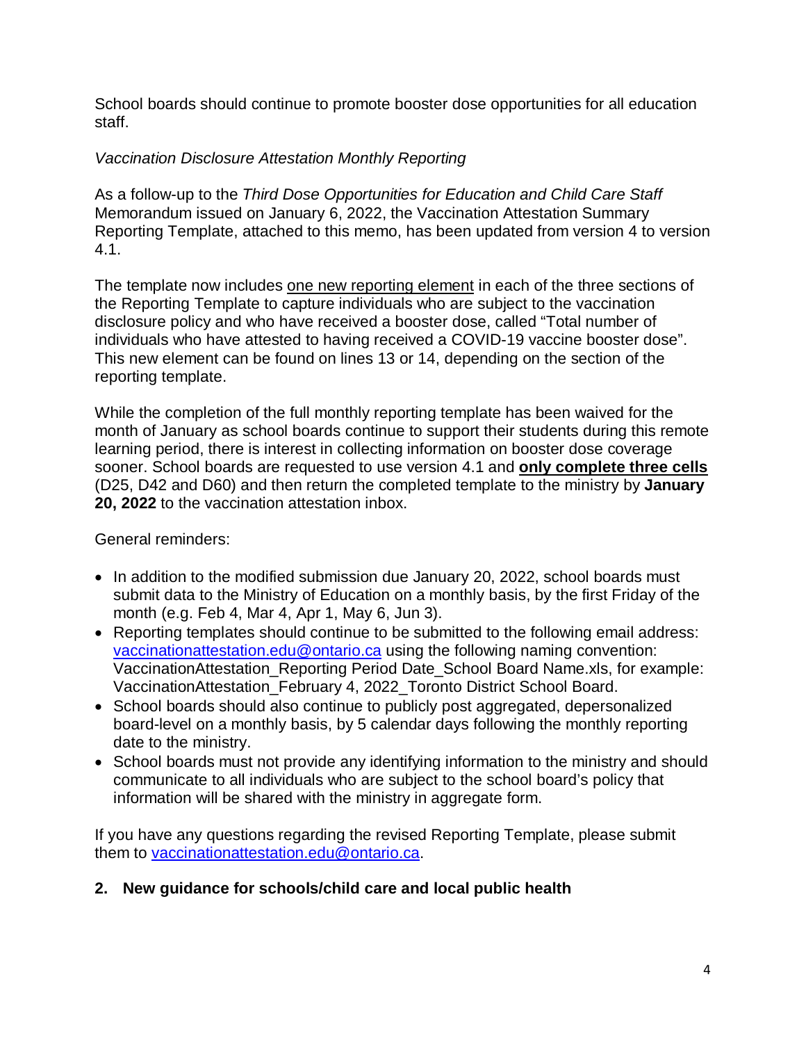School boards should continue to promote booster dose opportunities for all education staff.

*Vaccination Disclosure Attestation Monthly Reporting*

As a follow-up to the *Third Dose Opportunities for Education and Child Care Staff* Memorandum issued on January 6, 2022, the Vaccination Attestation Summary Reporting Template, attached to this memo, has been updated from version 4 to version 4.1.

The template now includes <u>one new reporting element</u> in each of the three sections of the Reporting Template to capture individuals who are subject to the vaccination disclosure policy and who have received a booster dose, called "Total number of individuals who have attested to having received a COVID-19 vaccine booster dose". This new element can be found on lines 13 or 14, depending on the section of the reporting template.

While the completion of the full monthly reporting template has been waived for the month of January as school boards continue to support their students during this remote learning period, there is interest in collecting information on booster dose coverage sooner. School boards are requested to use version 4.1 and **<u>only complete three cells</u>** (D25, D42 and D60) and then return the completed template to the ministry by **January 20, 2022** to the vaccination attestation inbox.

General reminders:

- In addition to the modified submission due January 20, 2022, school boards must submit data to the Ministry of Education on a monthly basis, by the first Friday of the month (e.g. Feb 4, Mar 4, Apr 1, May 6, Jun 3).
- Reporting templates should continue to be submitted to the following email address: [vaccinationattestation.edu@ontario.ca](mailto:vaccinationattestation.edu@ontario.ca) using the following naming convention: VaccinationAttestation_Reporting Period Date_School Board Name.xls, for example: VaccinationAttestation_February 4, 2022_Toronto District School Board.
- School boards should also continue to publicly post aggregated, depersonalized board-level on a monthly basis, by 5 calendar days following the monthly reporting date to the ministry.
- School boards must not provide any identifying information to the ministry and should communicate to all individuals who are subject to the school board's policy that information will be shared with the ministry in aggregate form.

If you have any questions regarding the revised Reporting Template, please submit them to [vaccinationattestation.edu@ontario.ca](mailto:vaccinationattestation.edu@ontario.ca).

## 2. New guidance for schools/child care and local public health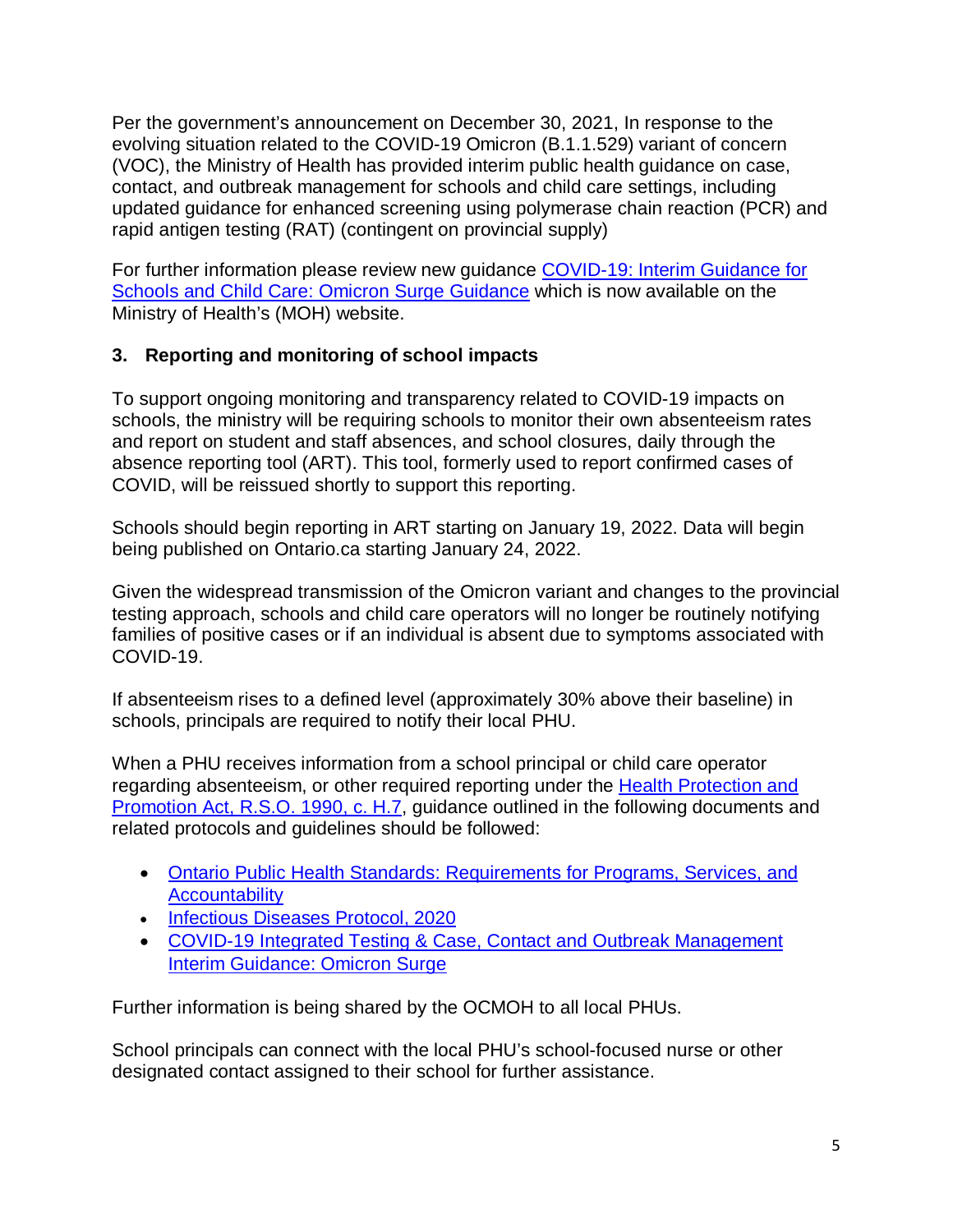Per the government's announcement on December 30, 2021, In response to the evolving situation related to the COVID-19 Omicron (B.1.1.529) variant of concern (VOC), the Ministry of Health has provided interim public health guidance on case, contact, and outbreak management for schools and child care settings, including updated guidance for enhanced screening using polymerase chain reaction (PCR) and rapid antigen testing (RAT) (contingent on provincial supply)

For further information please review new guidance [COVID-19: Interim Guidance for Schools and Child Care: Omicron Surge Guidance]() which is now available on the Ministry of Health's (MOH) website.

### 3. Reporting and monitoring of school impacts

To support ongoing monitoring and transparency related to COVID-19 impacts on schools, the ministry will be requiring schools to monitor their own absenteeism rates and report on student and staff absences, and school closures, daily through the absence reporting tool (ART). This tool, formerly used to report confirmed cases of COVID, will be reissued shortly to support this reporting.

Schools should begin reporting in ART starting on January 19, 2022. Data will begin being published on Ontario.ca starting January 24, 2022.

Given the widespread transmission of the Omicron variant and changes to the provincial testing approach, schools and child care operators will no longer be routinely notifying families of positive cases or if an individual is absent due to symptoms associated with COVID-19.

If absenteeism rises to a defined level (approximately 30% above their baseline) in schools, principals are required to notify their local PHU.

When a PHU receives information from a school principal or child care operator regarding absenteeism, or other required reporting under the [Health Protection and Promotion Act, R.S.O. 1990, c. H.7](), guidance outlined in the following documents and related protocols and guidelines should be followed:

- [Ontario Public Health Standards: Requirements for Programs, Services, and Accountability]()
- [Infectious Diseases Protocol, 2020]()
- [COVID-19 Integrated Testing & Case, Contact and Outbreak Management Interim Guidance: Omicron Surge]()

Further information is being shared by the OCMOH to all local PHUs.

School principals can connect with the local PHU's school-focused nurse or other designated contact assigned to their school for further assistance.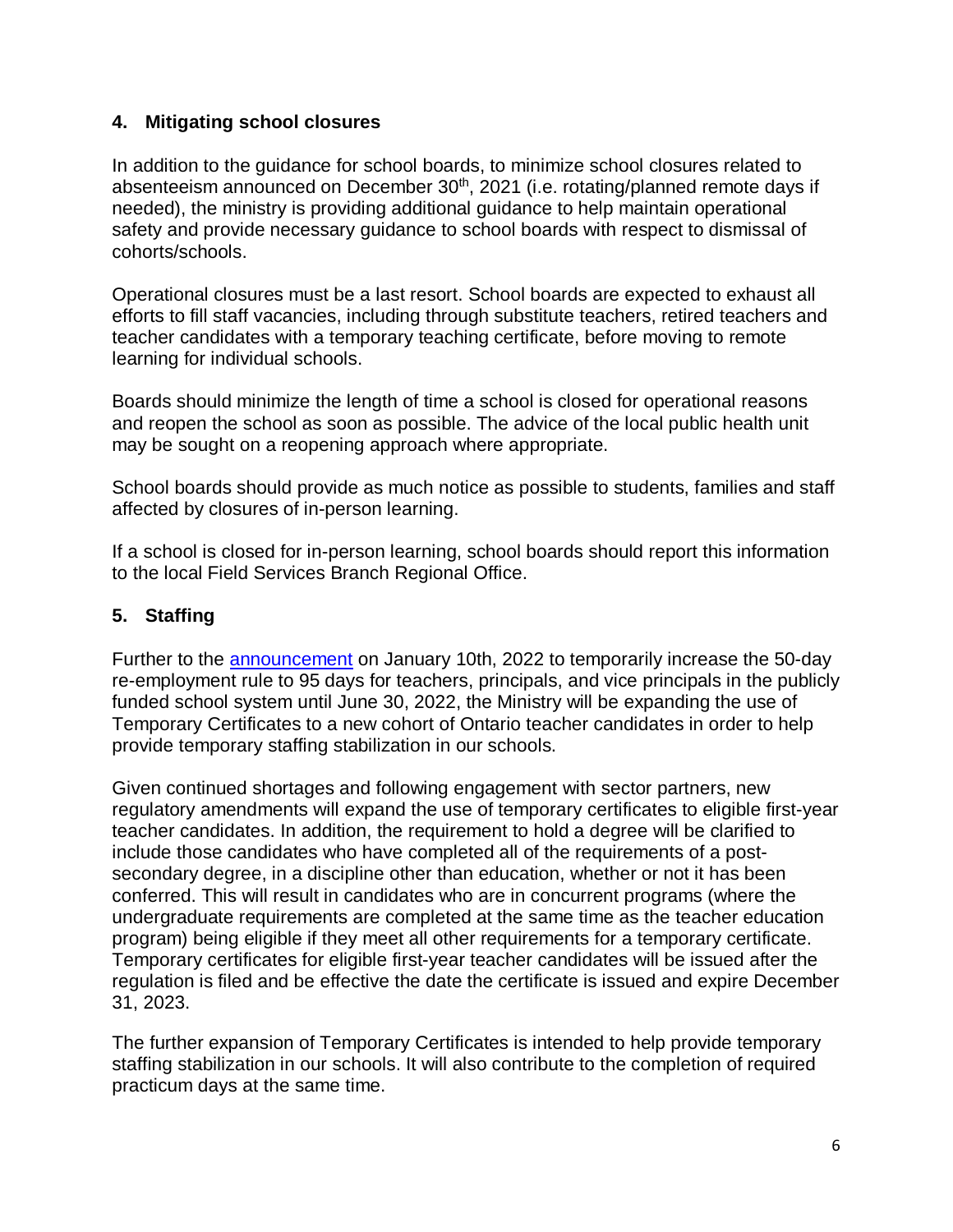## 4. Mitigating school closures

In addition to the guidance for school boards, to minimize school closures related to absenteeism announced on December 30th, 2021 (i.e. rotating/planned remote days if needed), the ministry is providing additional guidance to help maintain operational safety and provide necessary guidance to school boards with respect to dismissal of cohorts/schools.

Operational closures must be a last resort. School boards are expected to exhaust all efforts to fill staff vacancies, including through substitute teachers, retired teachers and teacher candidates with a temporary teaching certificate, before moving to remote learning for individual schools.

Boards should minimize the length of time a school is closed for operational reasons and reopen the school as soon as possible. The advice of the local public health unit may be sought on a reopening approach where appropriate.

School boards should provide as much notice as possible to students, families and staff affected by closures of in-person learning.

If a school is closed for in-person learning, school boards should report this information to the local Field Services Branch Regional Office.

## 5. Staffing

Further to the announcement on January 10th, 2022 to temporarily increase the 50-day re-employment rule to 95 days for teachers, principals, and vice principals in the publicly funded school system until June 30, 2022, the Ministry will be expanding the use of Temporary Certificates to a new cohort of Ontario teacher candidates in order to help provide temporary staffing stabilization in our schools.

Given continued shortages and following engagement with sector partners, new regulatory amendments will expand the use of temporary certificates to eligible first-year teacher candidates. In addition, the requirement to hold a degree will be clarified to include those candidates who have completed all of the requirements of a post-secondary degree, in a discipline other than education, whether or not it has been conferred. This will result in candidates who are in concurrent programs (where the undergraduate requirements are completed at the same time as the teacher education program) being eligible if they meet all other requirements for a temporary certificate. Temporary certificates for eligible first-year teacher candidates will be issued after the regulation is filed and be effective the date the certificate is issued and expire December 31, 2023.

The further expansion of Temporary Certificates is intended to help provide temporary staffing stabilization in our schools. It will also contribute to the completion of required practicum days at the same time.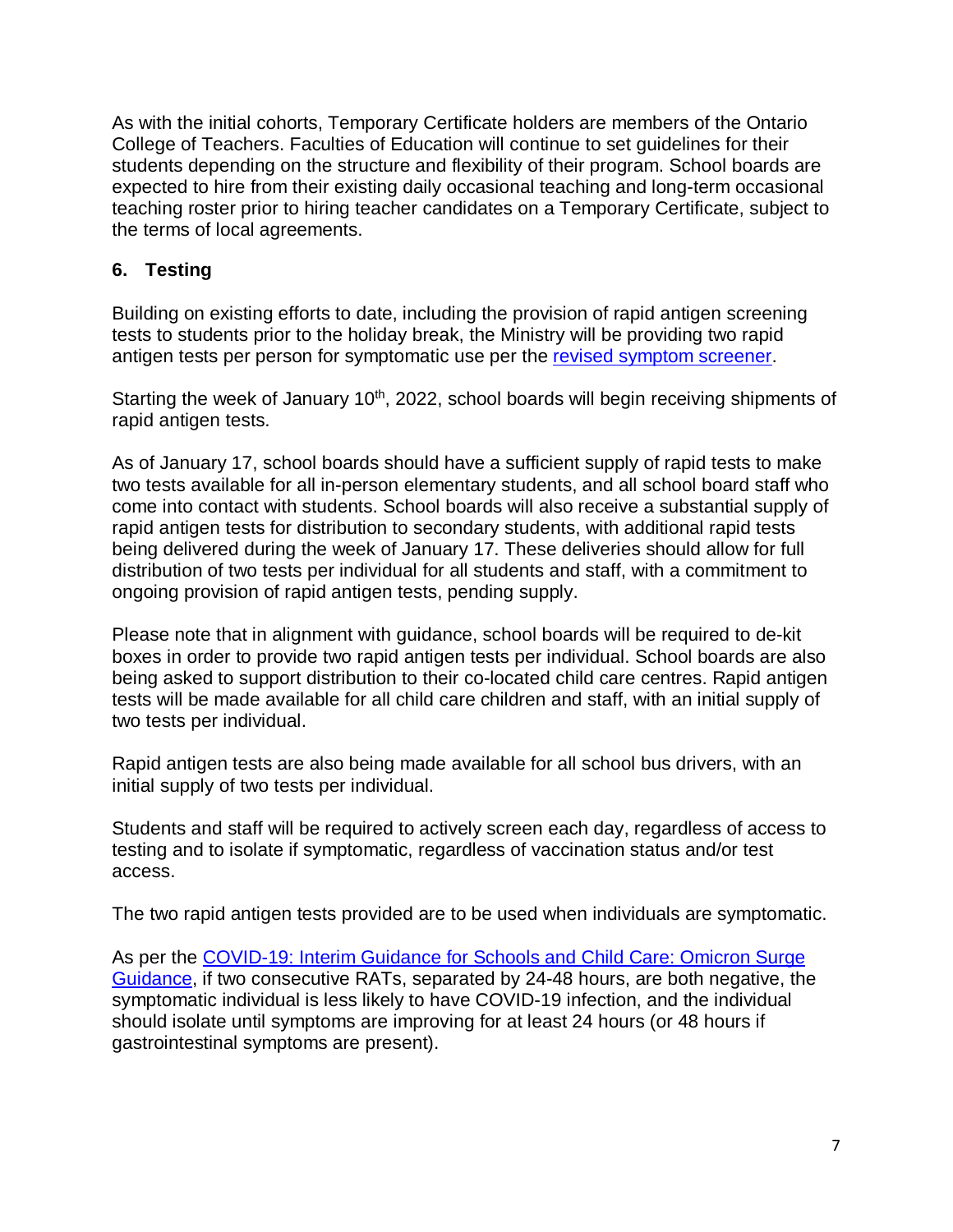As with the initial cohorts, Temporary Certificate holders are members of the Ontario College of Teachers. Faculties of Education will continue to set guidelines for their students depending on the structure and flexibility of their program. School boards are expected to hire from their existing daily occasional teaching and long-term occasional teaching roster prior to hiring teacher candidates on a Temporary Certificate, subject to the terms of local agreements.

## 6. Testing

Building on existing efforts to date, including the provision of rapid antigen screening tests to students prior to the holiday break, the Ministry will be providing two rapid antigen tests per person for symptomatic use per the [revised symptom screener](revised symptom screener).

Starting the week of January 10th, 2022, school boards will begin receiving shipments of rapid antigen tests.

As of January 17, school boards should have a sufficient supply of rapid tests to make two tests available for all in-person elementary students, and all school board staff who come into contact with students. School boards will also receive a substantial supply of rapid antigen tests for distribution to secondary students, with additional rapid tests being delivered during the week of January 17. These deliveries should allow for full distribution of two tests per individual for all students and staff, with a commitment to ongoing provision of rapid antigen tests, pending supply.

Please note that in alignment with guidance, school boards will be required to de-kit boxes in order to provide two rapid antigen tests per individual. School boards are also being asked to support distribution to their co-located child care centres. Rapid antigen tests will be made available for all child care children and staff, with an initial supply of two tests per individual.

Rapid antigen tests are also being made available for all school bus drivers, with an initial supply of two tests per individual.

Students and staff will be required to actively screen each day, regardless of access to testing and to isolate if symptomatic, regardless of vaccination status and/or test access.

The two rapid antigen tests provided are to be used when individuals are symptomatic.

As per the COVID-19: Interim Guidance for Schools and Child Care: Omicron Surge Guidance, if two consecutive RATs, separated by 24-48 hours, are both negative, the symptomatic individual is less likely to have COVID-19 infection, and the individual should isolate until symptoms are improving for at least 24 hours (or 48 hours if gastrointestinal symptoms are present).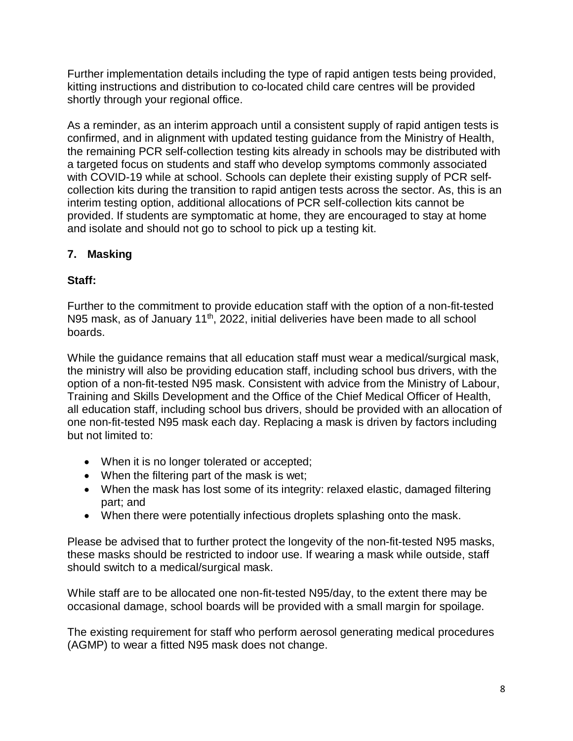Further implementation details including the type of rapid antigen tests being provided, kitting instructions and distribution to co-located child care centres will be provided shortly through your regional office.

As a reminder, as an interim approach until a consistent supply of rapid antigen tests is confirmed, and in alignment with updated testing guidance from the Ministry of Health, the remaining PCR self-collection testing kits already in schools may be distributed with a targeted focus on students and staff who develop symptoms commonly associated with COVID-19 while at school. Schools can deplete their existing supply of PCR self-collection kits during the transition to rapid antigen tests across the sector. As, this is an interim testing option, additional allocations of PCR self-collection kits cannot be provided. If students are symptomatic at home, they are encouraged to stay at home and isolate and should not go to school to pick up a testing kit.

## 7. Masking

### Staff:

Further to the commitment to provide education staff with the option of a non-fit-tested N95 mask, as of January 11th, 2022, initial deliveries have been made to all school boards.

While the guidance remains that all education staff must wear a medical/surgical mask, the ministry will also be providing education staff, including school bus drivers, with the option of a non-fit-tested N95 mask. Consistent with advice from the Ministry of Labour, Training and Skills Development and the Office of the Chief Medical Officer of Health, all education staff, including school bus drivers, should be provided with an allocation of one non-fit-tested N95 mask each day. Replacing a mask is driven by factors including but not limited to:

- When it is no longer tolerated or accepted;
- When the filtering part of the mask is wet;
- When the mask has lost some of its integrity: relaxed elastic, damaged filtering part; and
- When there were potentially infectious droplets splashing onto the mask.

Please be advised that to further protect the longevity of the non-fit-tested N95 masks, these masks should be restricted to indoor use. If wearing a mask while outside, staff should switch to a medical/surgical mask.

While staff are to be allocated one non-fit-tested N95/day, to the extent there may be occasional damage, school boards will be provided with a small margin for spoilage.

The existing requirement for staff who perform aerosol generating medical procedures (AGMP) to wear a fitted N95 mask does not change.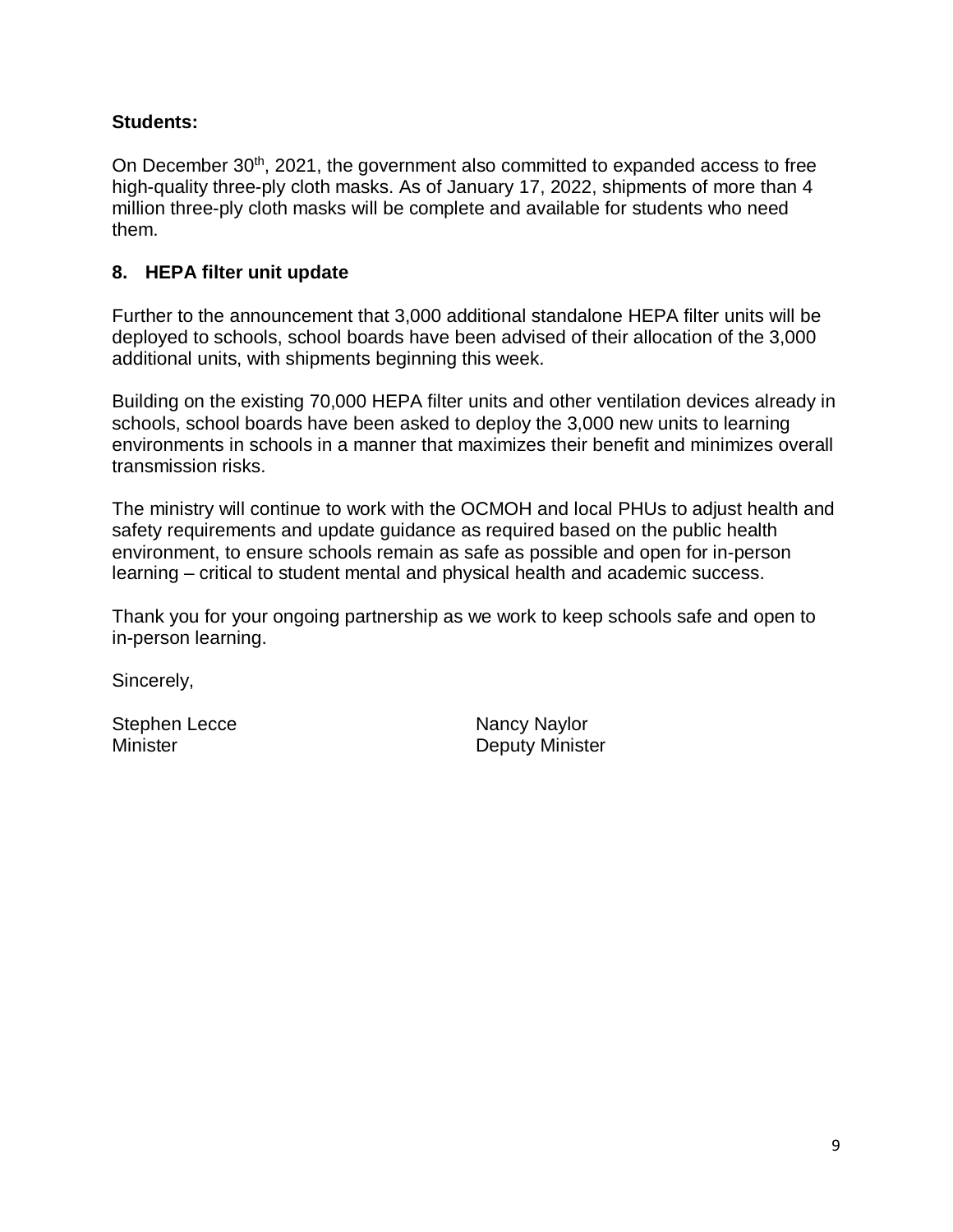**Students:**

On December 30th, 2021, the government also committed to expanded access to free high-quality three-ply cloth masks. As of January 17, 2022, shipments of more than 4 million three-ply cloth masks will be complete and available for students who need them.

## 8. HEPA filter unit update

Further to the announcement that 3,000 additional standalone HEPA filter units will be deployed to schools, school boards have been advised of their allocation of the 3,000 additional units, with shipments beginning this week.

Building on the existing 70,000 HEPA filter units and other ventilation devices already in schools, school boards have been asked to deploy the 3,000 new units to learning environments in schools in a manner that maximizes their benefit and minimizes overall transmission risks.

The ministry will continue to work with the OCMOH and local PHUs to adjust health and safety requirements and update guidance as required based on the public health environment, to ensure schools remain as safe as possible and open for in-person learning – critical to student mental and physical health and academic success.

Thank you for your ongoing partnership as we work to keep schools safe and open to in-person learning.

Sincerely,

Stephen Lecce
Minister

Nancy Naylor
Deputy Minister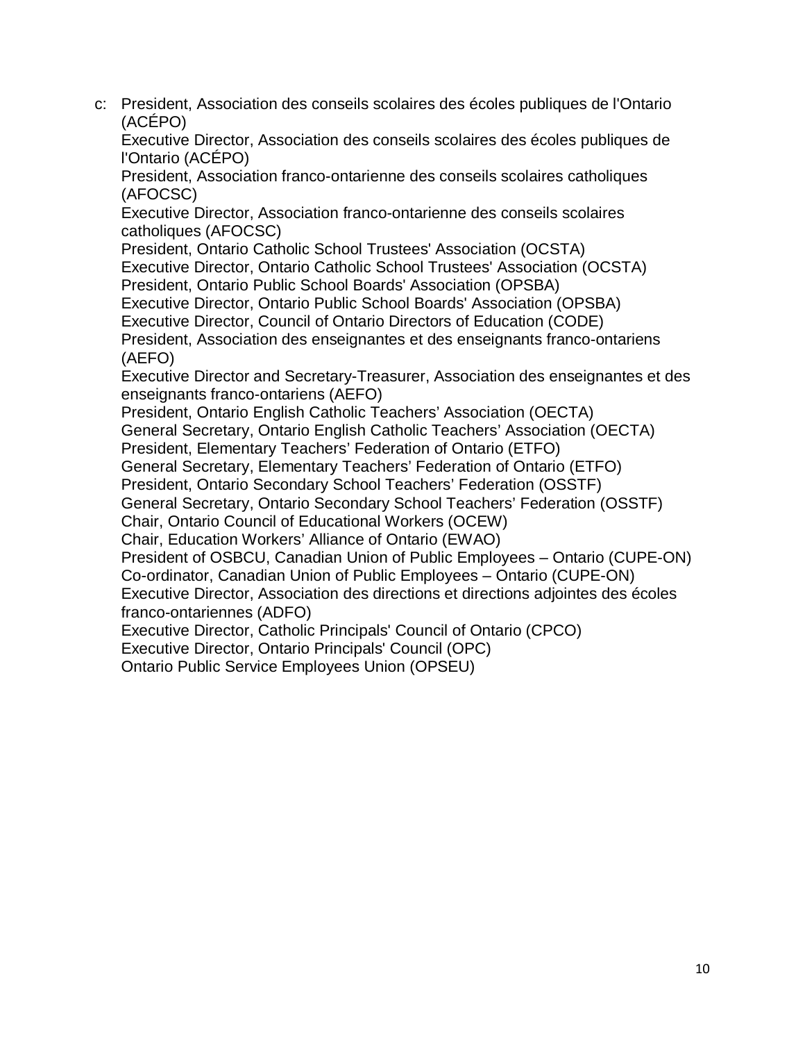c: President, Association des conseils scolaires des écoles publiques de l'Ontario (ACÉPO)
Executive Director, Association des conseils scolaires des écoles publiques de l'Ontario (ACÉPO)
President, Association franco-ontarienne des conseils scolaires catholiques (AFOCSC)
Executive Director, Association franco-ontarienne des conseils scolaires catholiques (AFOCSC)
President, Ontario Catholic School Trustees' Association (OCSTA)
Executive Director, Ontario Catholic School Trustees' Association (OCSTA)
President, Ontario Public School Boards' Association (OPSBA)
Executive Director, Ontario Public School Boards' Association (OPSBA)
Executive Director, Council of Ontario Directors of Education (CODE)
President, Association des enseignantes et des enseignants franco-ontariens (AEFO)
Executive Director and Secretary-Treasurer, Association des enseignantes et des enseignants franco-ontariens (AEFO)
President, Ontario English Catholic Teachers' Association (OECTA)
General Secretary, Ontario English Catholic Teachers' Association (OECTA)
President, Elementary Teachers' Federation of Ontario (ETFO)
General Secretary, Elementary Teachers' Federation of Ontario (ETFO)
President, Ontario Secondary School Teachers' Federation (OSSTF)
General Secretary, Ontario Secondary School Teachers' Federation (OSSTF)
Chair, Ontario Council of Educational Workers (OCEW)
Chair, Education Workers' Alliance of Ontario (EWAO)
President of OSBCU, Canadian Union of Public Employees – Ontario (CUPE-ON)
Co-ordinator, Canadian Union of Public Employees – Ontario (CUPE-ON)
Executive Director, Association des directions et directions adjointes des écoles franco-ontariennes (ADFO)
Executive Director, Catholic Principals' Council of Ontario (CPCO)
Executive Director, Ontario Principals' Council (OPC)
Ontario Public Service Employees Union (OPSEU)